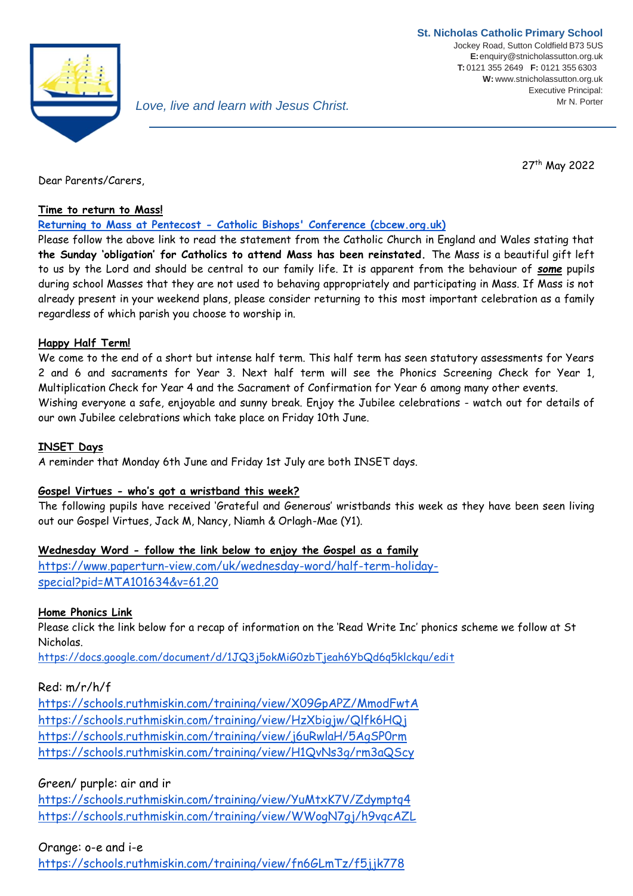**St. Nicholas Catholic Primary School**
Jockey Road, Sutton Coldfield B73 5US
**E:** enquiry@stnicholassutton.org.uk
**T:** 0121 355 2649 **F:** 0121 355 6303
**W:** www.stnicholassutton.org.uk
Executive Principal:
Mr N. Porter

*Love, live and learn with Jesus Christ.*

27th May 2022

Dear Parents/Carers,

**Time to return to Mass!**

**Returning to Mass at Pentecost - Catholic Bishops' Conference (cbcew.org.uk)**

Please follow the above link to read the statement from the Catholic Church in England and Wales stating that **the Sunday 'obligation' for Catholics to attend Mass has been reinstated.** The Mass is a beautiful gift left to us by the Lord and should be central to our family life. It is apparent from the behaviour of ***some*** pupils during school Masses that they are not used to behaving appropriately and participating in Mass. If Mass is not already present in your weekend plans, please consider returning to this most important celebration as a family regardless of which parish you choose to worship in.

**Happy Half Term!**

We come to the end of a short but intense half term. This half term has seen statutory assessments for Years 2 and 6 and sacraments for Year 3. Next half term will see the Phonics Screening Check for Year 1, Multiplication Check for Year 4 and the Sacrament of Confirmation for Year 6 among many other events.
Wishing everyone a safe, enjoyable and sunny break. Enjoy the Jubilee celebrations - watch out for details of our own Jubilee celebrations which take place on Friday 10th June.

**INSET Days**

A reminder that Monday 6th June and Friday 1st July are both INSET days.

**Gospel Virtues - who's got a wristband this week?**

The following pupils have received 'Grateful and Generous' wristbands this week as they have been seen living out our Gospel Virtues, Jack M, Nancy, Niamh & Orlagh-Mae (Y1).

**Wednesday Word - follow the link below to enjoy the Gospel as a family**

https://www.paperturn-view.com/uk/wednesday-word/half-term-holiday-special?pid=MTA101634&v=61.20

**Home Phonics Link**

Please click the link below for a recap of information on the 'Read Write Inc' phonics scheme we follow at St Nicholas.
https://docs.google.com/document/d/1JQ3j5okMiG0zbTjeah6YbQd6q5klckqu/edit

Red: m/r/h/f
https://schools.ruthmiskin.com/training/view/X09GpAPZ/MmodFwtA
https://schools.ruthmiskin.com/training/view/HzXbigjw/Qlfk6HQj
https://schools.ruthmiskin.com/training/view/j6uRwlaH/5AgSP0rm
https://schools.ruthmiskin.com/training/view/H1QvNs3g/rm3aQScy

Green/ purple: air and ir
https://schools.ruthmiskin.com/training/view/YuMtxK7V/Zdymptq4
https://schools.ruthmiskin.com/training/view/WWogN7gj/h9vqcAZL

Orange: o-e and i-e
https://schools.ruthmiskin.com/training/view/fn6GLmTz/f5jjk778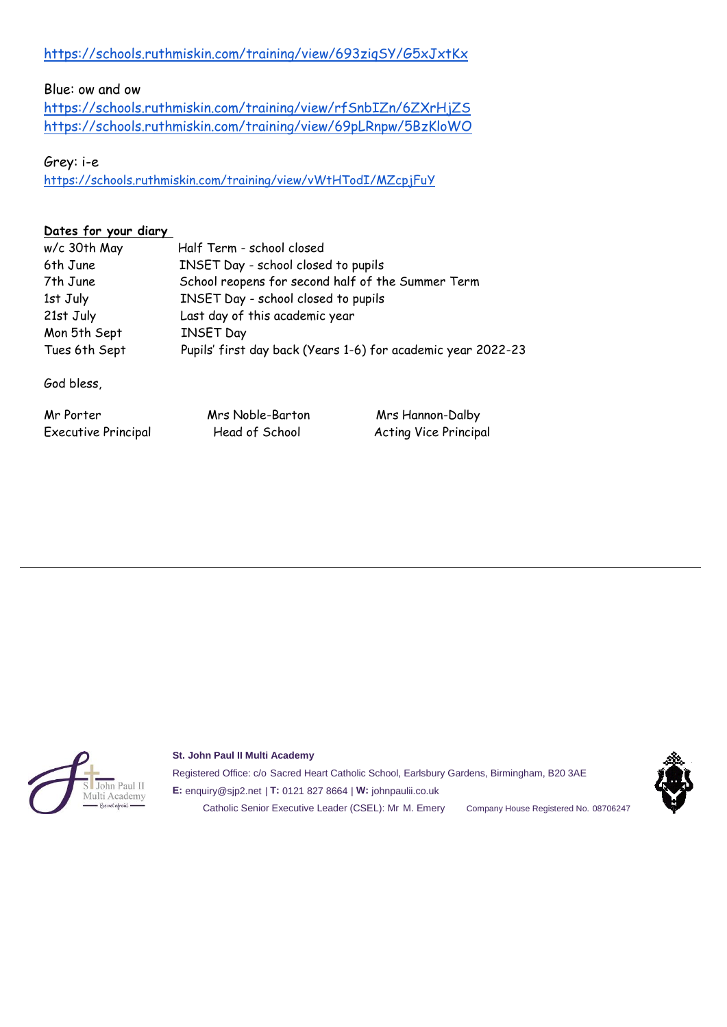https://schools.ruthmiskin.com/training/view/693ziqSY/G5xJxtKx

Blue: ow and ow

https://schools.ruthmiskin.com/training/view/rfSnbIZn/6ZXrHjZS
https://schools.ruthmiskin.com/training/view/69pLRnpw/5BzKloWO

Grey: i-e

https://schools.ruthmiskin.com/training/view/vWtHTodI/MZcpjFuY

**Dates for your diary**

| | |
|---|---|
| w/c 30th May | Half Term - school closed |
| 6th June | INSET Day - school closed to pupils |
| 7th June | School reopens for second half of the Summer Term |
| 1st July | INSET Day - school closed to pupils |
| 21st July | Last day of this academic year |
| Mon 5th Sept | INSET Day |
| Tues 6th Sept | Pupils' first day back (Years 1-6) for academic year 2022-23 |

God bless,

| | | |
|---|---|---|
| Mr Porter | Mrs Noble-Barton | Mrs Hannon-Dalby |
| Executive Principal | Head of School | Acting Vice Principal |

**St. John Paul II Multi Academy**

Registered Office: c/o Sacred Heart Catholic School, Earlsbury Gardens, Birmingham, B20 3AE

**E:** enquiry@sjp2.net | **T:** 0121 827 8664 | **W:** johnpaulii.co.uk

Catholic Senior Executive Leader (CSEL): Mr M. Emery    Company House Registered No. 08706247